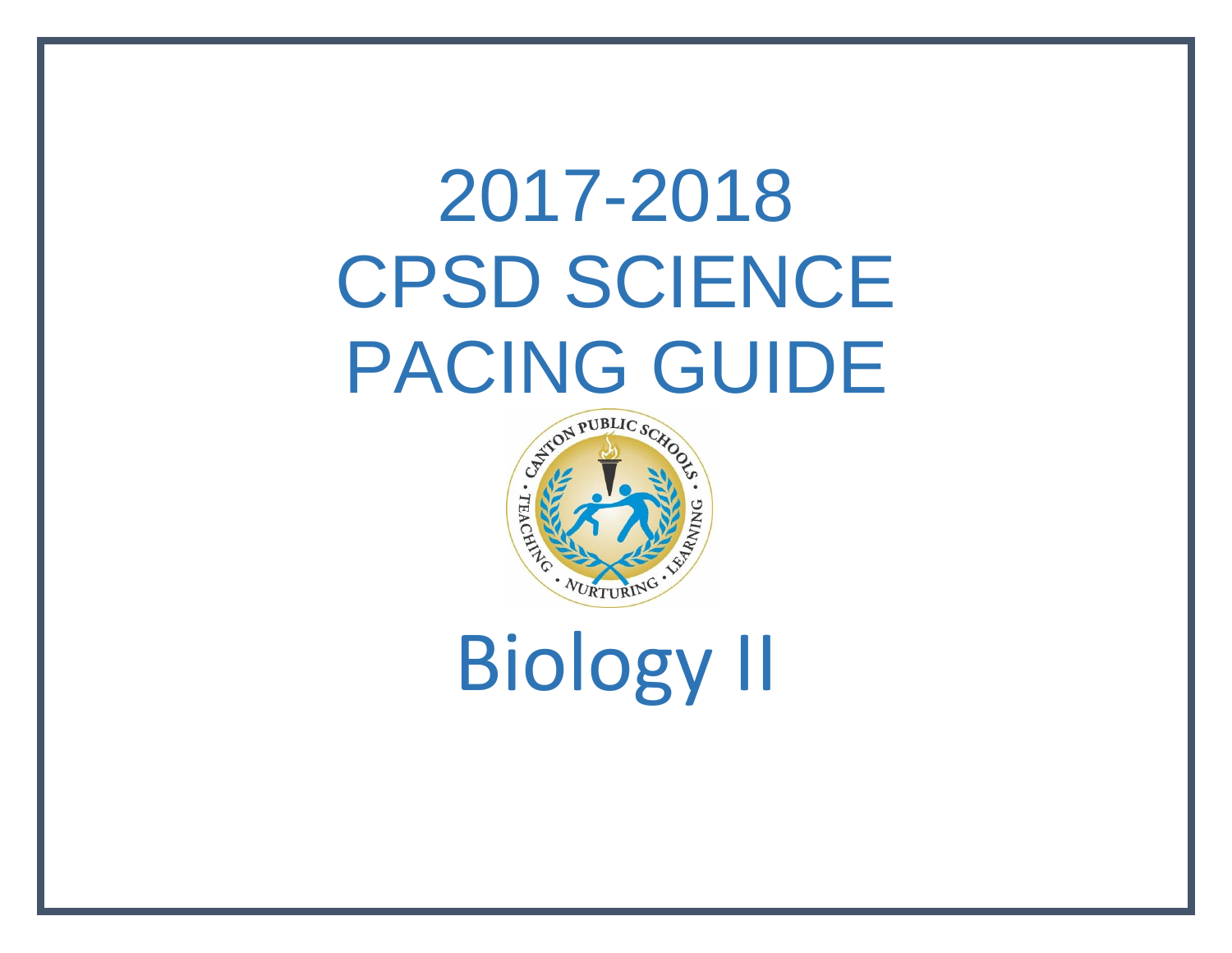# 2017-2018
# CPSD SCIENCE
# PACING GUIDE

# Biology II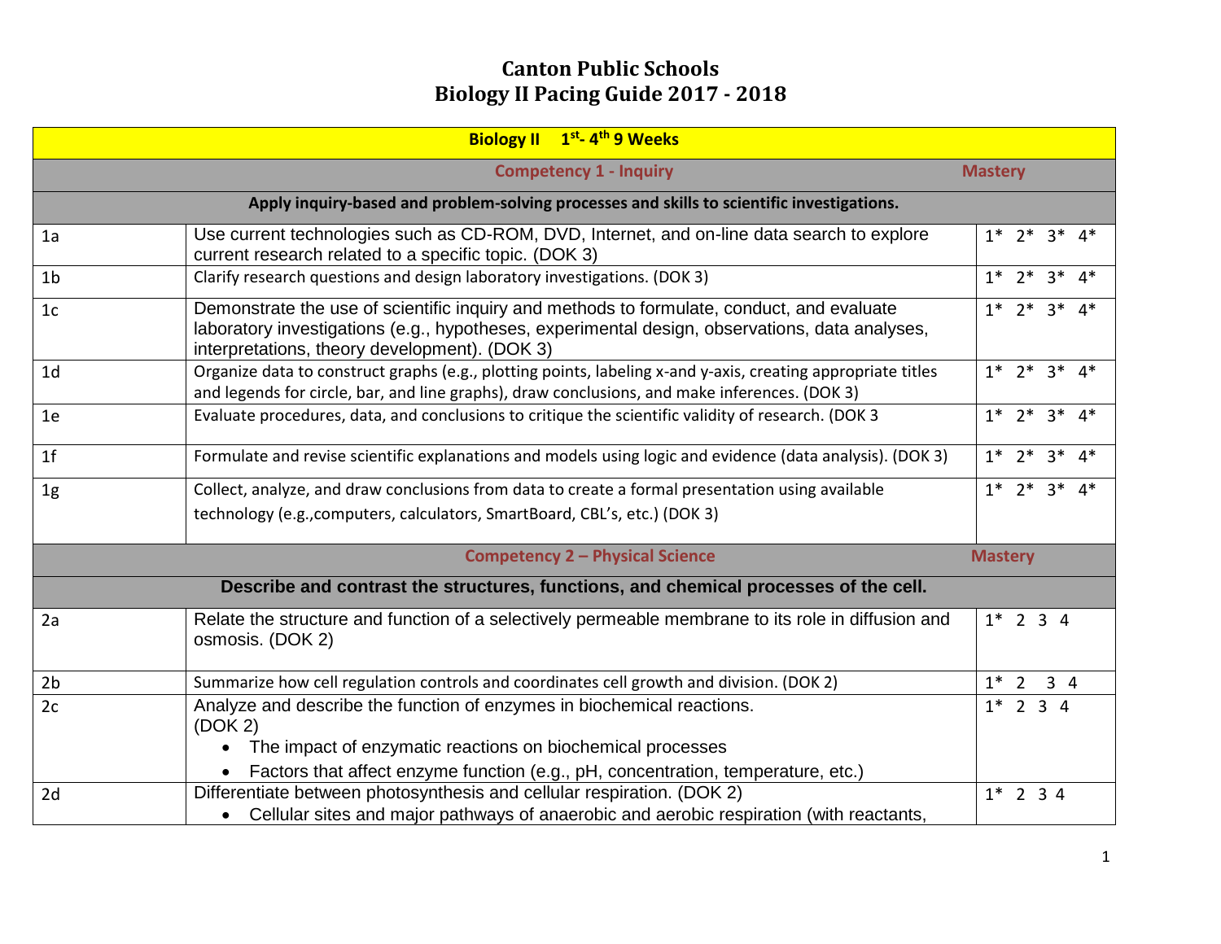# Canton Public Schools
## Biology II Pacing Guide 2017 - 2018

| Biology II 1st- 4th 9 Weeks | | |
|---|---|---|
| **Competency 1 - Inquiry** | | **Mastery** |
| **Apply inquiry-based and problem-solving processes and skills to scientific investigations.** | | |
| 1a | Use current technologies such as CD-ROM, DVD, Internet, and on-line data search to explore current research related to a specific topic. (DOK 3) | 1* 2* 3* 4* |
| 1b | Clarify research questions and design laboratory investigations. (DOK 3) | 1* 2* 3* 4* |
| 1c | Demonstrate the use of scientific inquiry and methods to formulate, conduct, and evaluate laboratory investigations (e.g., hypotheses, experimental design, observations, data analyses, interpretations, theory development). (DOK 3) | 1* 2* 3* 4* |
| 1d | Organize data to construct graphs (e.g., plotting points, labeling x-and y-axis, creating appropriate titles and legends for circle, bar, and line graphs), draw conclusions, and make inferences. (DOK 3) | 1* 2* 3* 4* |
| 1e | Evaluate procedures, data, and conclusions to critique the scientific validity of research. (DOK 3 | 1* 2* 3* 4* |
| 1f | Formulate and revise scientific explanations and models using logic and evidence (data analysis). (DOK 3) | 1* 2* 3* 4* |
| 1g | Collect, analyze, and draw conclusions from data to create a formal presentation using available technology (e.g.,computers, calculators, SmartBoard, CBL's, etc.) (DOK 3) | 1* 2* 3* 4* |
| **Competency 2 – Physical Science** | | **Mastery** |
| **Describe and contrast the structures, functions, and chemical processes of the cell.** | | |
| 2a | Relate the structure and function of a selectively permeable membrane to its role in diffusion and osmosis. (DOK 2) | 1* 2 3 4 |
| 2b | Summarize how cell regulation controls and coordinates cell growth and division. (DOK 2) | 1* 2 3 4 |
| 2c | Analyze and describe the function of enzymes in biochemical reactions. (DOK 2)<br>• The impact of enzymatic reactions on biochemical processes<br>• Factors that affect enzyme function (e.g., pH, concentration, temperature, etc.) | 1* 2 3 4 |
| 2d | Differentiate between photosynthesis and cellular respiration. (DOK 2)<br>• Cellular sites and major pathways of anaerobic and aerobic respiration (with reactants, | 1* 2 3 4 |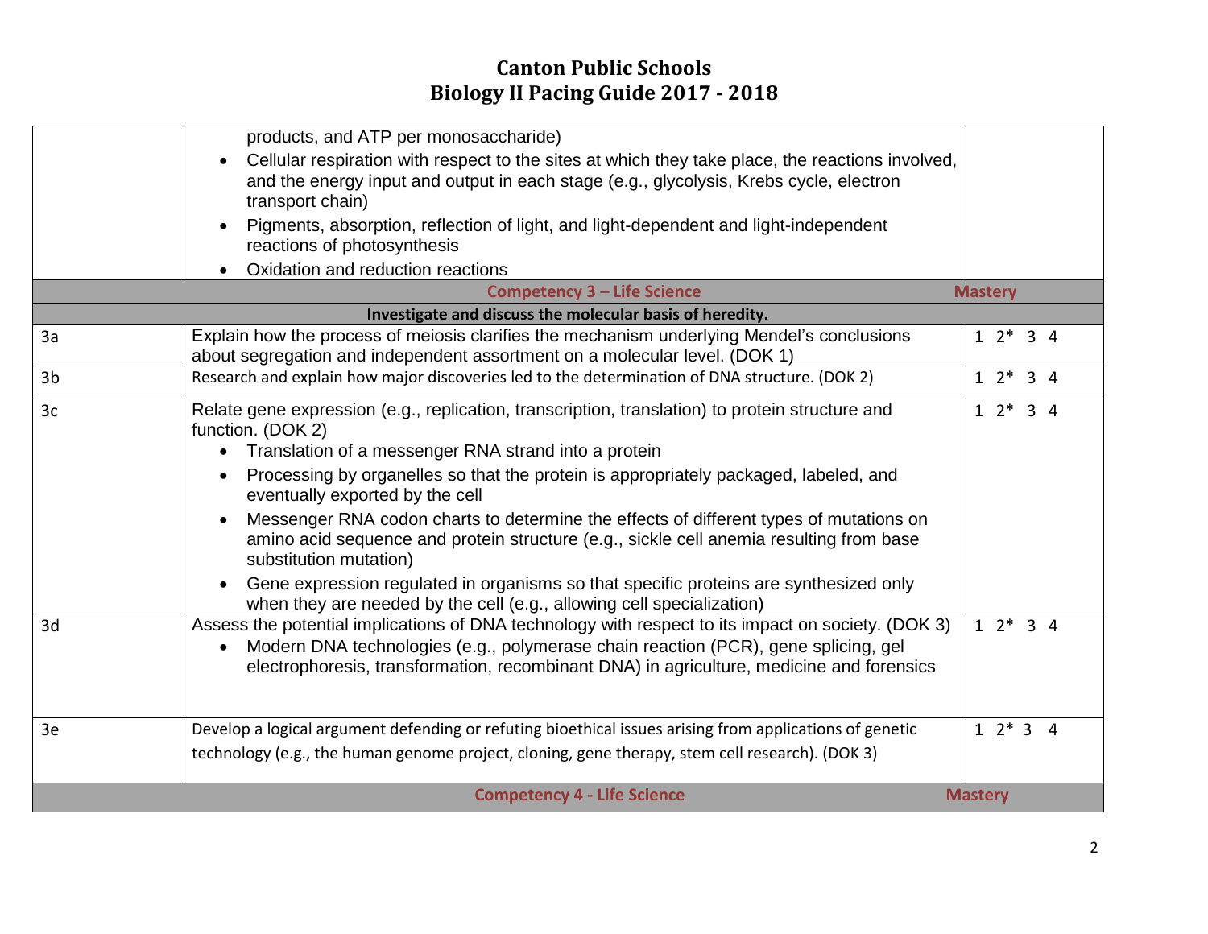# Canton Public Schools
# Biology II Pacing Guide 2017 - 2018

| | | |
|---|---|---|
| | products, and ATP per monosaccharide)<br>• Cellular respiration with respect to the sites at which they take place, the reactions involved, and the energy input and output in each stage (e.g., glycolysis, Krebs cycle, electron transport chain)<br>• Pigments, absorption, reflection of light, and light-dependent and light-independent reactions of photosynthesis<br>• Oxidation and reduction reactions | |
| | **Competency 3 – Life Science** | **Mastery** |
| | **Investigate and discuss the molecular basis of heredity.** | |
| 3a | Explain how the process of meiosis clarifies the mechanism underlying Mendel's conclusions about segregation and independent assortment on a molecular level. (DOK 1) | 1 2* 3 4 |
| 3b | Research and explain how major discoveries led to the determination of DNA structure. (DOK 2) | 1 2* 3 4 |
| 3c | Relate gene expression (e.g., replication, transcription, translation) to protein structure and function. (DOK 2)<br>• Translation of a messenger RNA strand into a protein<br>• Processing by organelles so that the protein is appropriately packaged, labeled, and eventually exported by the cell<br>• Messenger RNA codon charts to determine the effects of different types of mutations on amino acid sequence and protein structure (e.g., sickle cell anemia resulting from base substitution mutation)<br>• Gene expression regulated in organisms so that specific proteins are synthesized only when they are needed by the cell (e.g., allowing cell specialization) | 1 2* 3 4 |
| 3d | Assess the potential implications of DNA technology with respect to its impact on society. (DOK 3)<br>• Modern DNA technologies (e.g., polymerase chain reaction (PCR), gene splicing, gel electrophoresis, transformation, recombinant DNA) in agriculture, medicine and forensics | 1 2* 3 4 |
| 3e | Develop a logical argument defending or refuting bioethical issues arising from applications of genetic technology (e.g., the human genome project, cloning, gene therapy, stem cell research). (DOK 3) | 1 2* 3 4 |
| | **Competency 4 - Life Science** | **Mastery** |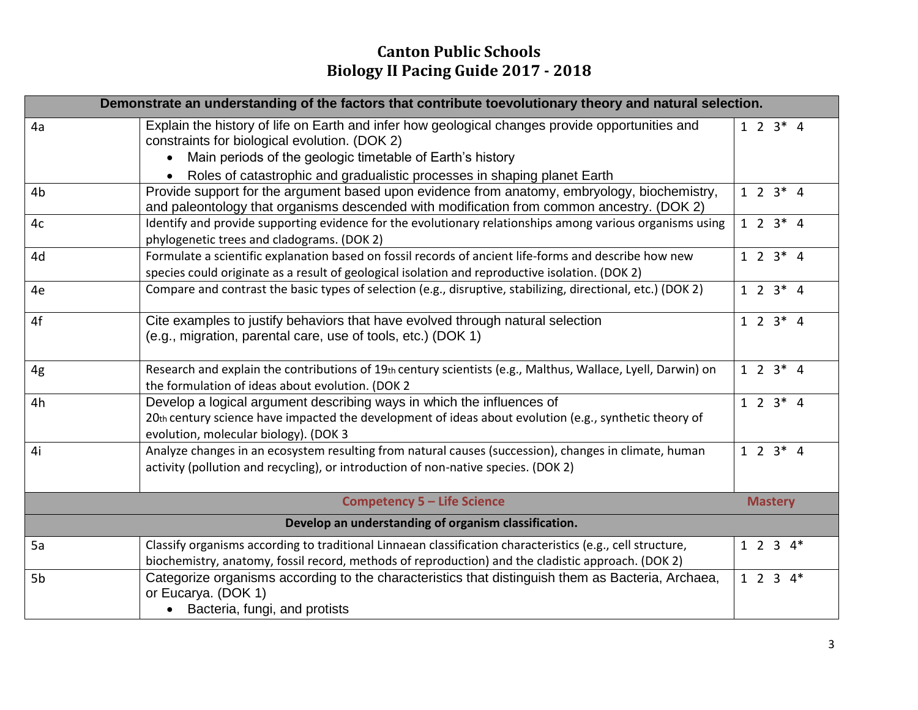# Canton Public Schools
# Biology II Pacing Guide 2017 - 2018

| Demonstrate an understanding of the factors that contribute toevolutionary theory and natural selection. | | |
|---|---|---|
| 4a | Explain the history of life on Earth and infer how geological changes provide opportunities and constraints for biological evolution. (DOK 2)<br>• Main periods of the geologic timetable of Earth's history<br>• Roles of catastrophic and gradualistic processes in shaping planet Earth | 1 2 3* 4 |
| 4b | Provide support for the argument based upon evidence from anatomy, embryology, biochemistry, and paleontology that organisms descended with modification from common ancestry. (DOK 2) | 1 2 3* 4 |
| 4c | Identify and provide supporting evidence for the evolutionary relationships among various organisms using phylogenetic trees and cladograms. (DOK 2) | 1 2 3* 4 |
| 4d | Formulate a scientific explanation based on fossil records of ancient life-forms and describe how new species could originate as a result of geological isolation and reproductive isolation. (DOK 2) | 1 2 3* 4 |
| 4e | Compare and contrast the basic types of selection (e.g., disruptive, stabilizing, directional, etc.) (DOK 2) | 1 2 3* 4 |
| 4f | Cite examples to justify behaviors that have evolved through natural selection (e.g., migration, parental care, use of tools, etc.) (DOK 1) | 1 2 3* 4 |
| 4g | Research and explain the contributions of 19th century scientists (e.g., Malthus, Wallace, Lyell, Darwin) on the formulation of ideas about evolution. (DOK 2 | 1 2 3* 4 |
| 4h | Develop a logical argument describing ways in which the influences of 20th century science have impacted the development of ideas about evolution (e.g., synthetic theory of evolution, molecular biology). (DOK 3 | 1 2 3* 4 |
| 4i | Analyze changes in an ecosystem resulting from natural causes (succession), changes in climate, human activity (pollution and recycling), or introduction of non-native species. (DOK 2) | 1 2 3* 4 |
| **Competency 5 – Life Science** | | **Mastery** |
| **Develop an understanding of organism classification.** | | |
| 5a | Classify organisms according to traditional Linnaean classification characteristics (e.g., cell structure, biochemistry, anatomy, fossil record, methods of reproduction) and the cladistic approach. (DOK 2) | 1 2 3 4* |
| 5b | Categorize organisms according to the characteristics that distinguish them as Bacteria, Archaea, or Eucarya. (DOK 1)<br>• Bacteria, fungi, and protists | 1 2 3 4* |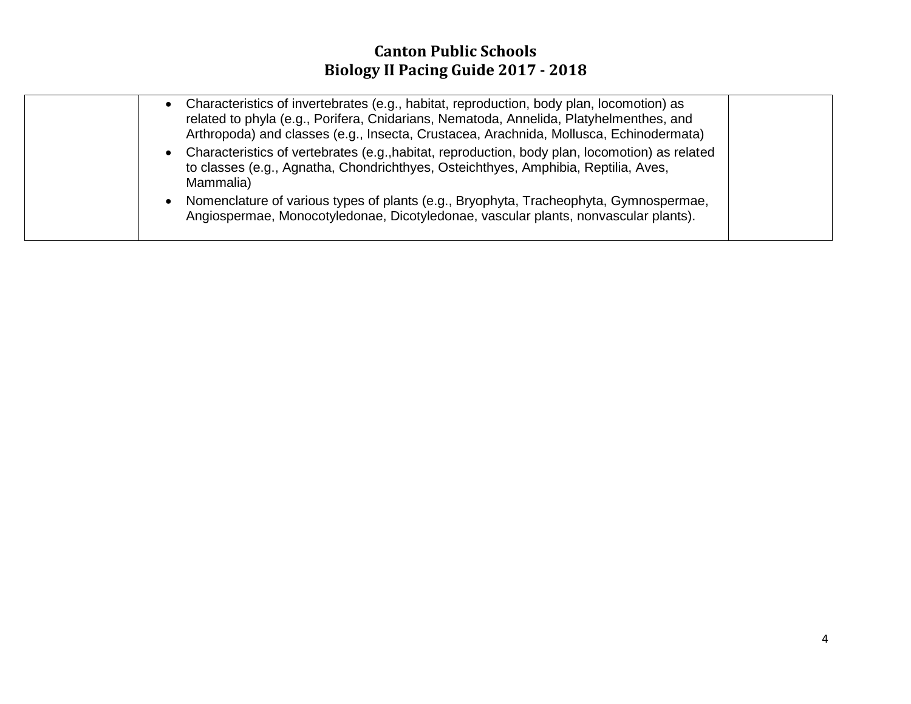# Canton Public Schools
## Biology II Pacing Guide 2017 - 2018

| | | |
|---|---|---|
| | • Characteristics of invertebrates (e.g., habitat, reproduction, body plan, locomotion) as related to phyla (e.g., Porifera, Cnidarians, Nematoda, Annelida, Platyhelmenthes, and Arthropoda) and classes (e.g., Insecta, Crustacea, Arachnida, Mollusca, Echinodermata)<br>• Characteristics of vertebrates (e.g.,habitat, reproduction, body plan, locomotion) as related to classes (e.g., Agnatha, Chondrichthyes, Osteichthyes, Amphibia, Reptilia, Aves, Mammalia)<br>• Nomenclature of various types of plants (e.g., Bryophyta, Tracheophyta, Gymnospermae, Angiospermae, Monocotyledonae, Dicotyledonae, vascular plants, nonvascular plants). | |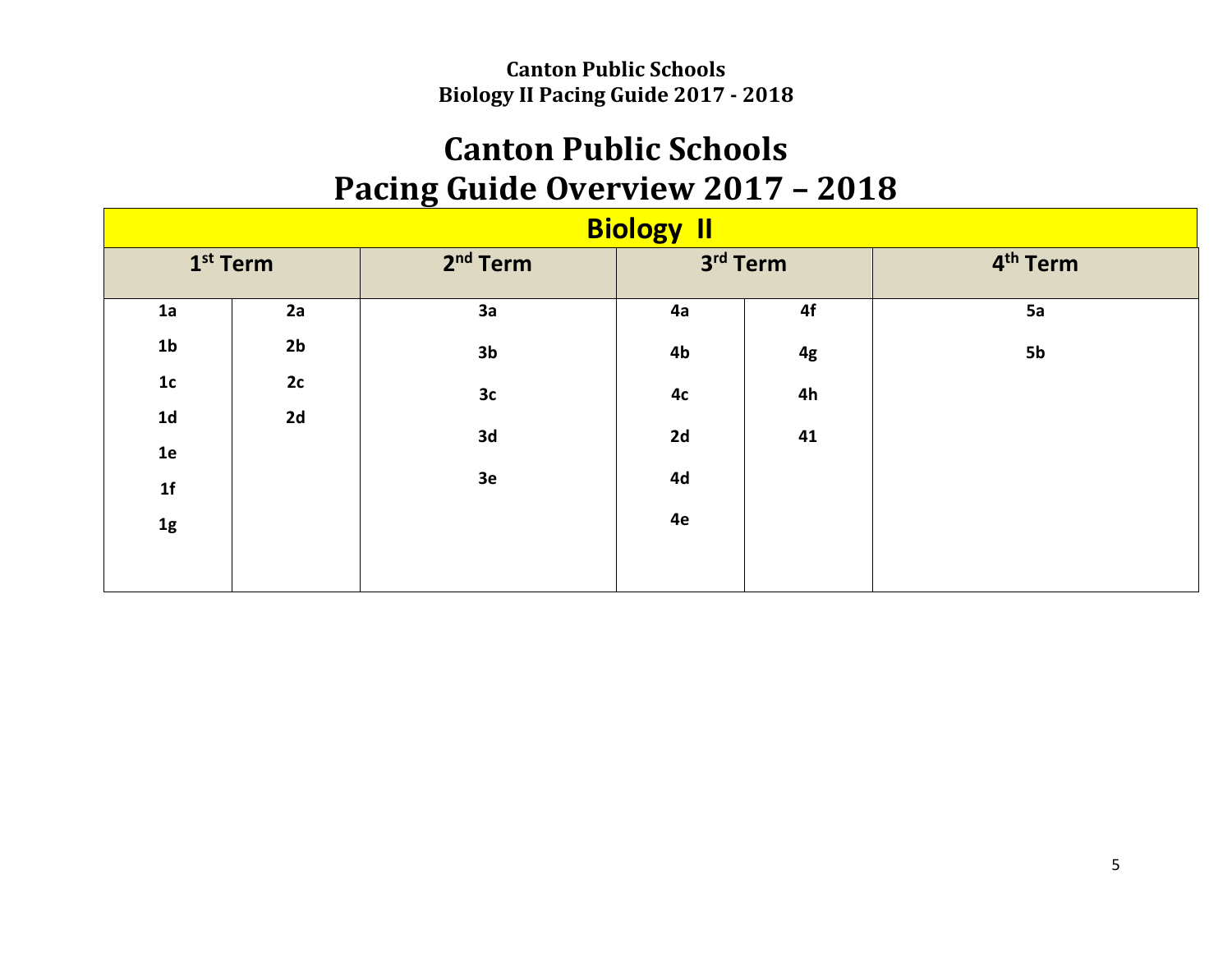# Canton Public Schools
# Pacing Guide Overview 2017 – 2018

| Biology II | | | | | |
|---|---|---|---|---|---|
| 1st Term | | 2nd Term | 3rd Term | | 4th Term |
| 1a | 2a | 3a | 4a | 4f | 5a |
| 1b | 2b | 3b | 4b | 4g | 5b |
| 1c | 2c | 3c | 4c | 4h | |
| 1d | 2d | 3d | 2d | 41 | |
| 1e | | 3e | 4d | | |
| 1f | | | 4e | | |
| 1g | | | | | |